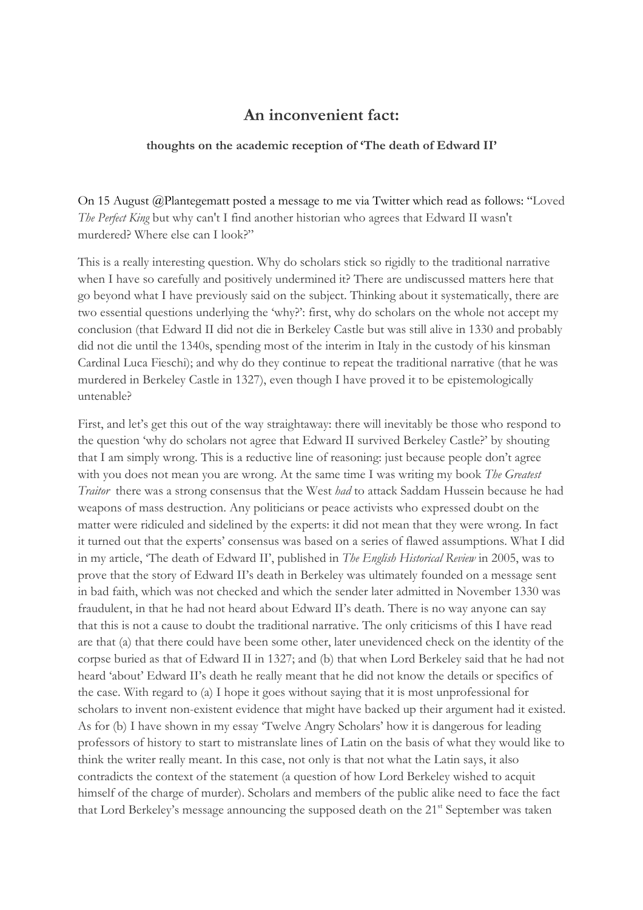# An inconvenient fact:

### thoughts on the academic reception of 'The death of Edward II'

On 15 August @Plantegematt posted a message to me via Twitter which read as follows: "Loved *The Perfect King* but why can't I find another historian who agrees that Edward II wasn't murdered? Where else can I look?"

This is a really interesting question. Why do scholars stick so rigidly to the traditional narrative when I have so carefully and positively undermined it? There are undiscussed matters here that go beyond what I have previously said on the subject. Thinking about it systematically, there are two essential questions underlying the 'why?': first, why do scholars on the whole not accept my conclusion (that Edward II did not die in Berkeley Castle but was still alive in 1330 and probably did not die until the 1340s, spending most of the interim in Italy in the custody of his kinsman Cardinal Luca Fieschi); and why do they continue to repeat the traditional narrative (that he was murdered in Berkeley Castle in 1327), even though I have proved it to be epistemologically untenable?

First, and let's get this out of the way straightaway: there will inevitably be those who respond to the question 'why do scholars not agree that Edward II survived Berkeley Castle?' by shouting that I am simply wrong. This is a reductive line of reasoning: just because people don't agree with you does not mean you are wrong. At the same time I was writing my book *The Greatest Traitor* there was a strong consensus that the West *had* to attack Saddam Hussein because he had weapons of mass destruction. Any politicians or peace activists who expressed doubt on the matter were ridiculed and sidelined by the experts: it did not mean that they were wrong. In fact it turned out that the experts' consensus was based on a series of flawed assumptions. What I did in my article, 'The death of Edward II', published in *The English Historical Review* in 2005, was to prove that the story of Edward II's death in Berkeley was ultimately founded on a message sent in bad faith, which was not checked and which the sender later admitted in November 1330 was fraudulent, in that he had not heard about Edward II's death. There is no way anyone can say that this is not a cause to doubt the traditional narrative. The only criticisms of this I have read are that (a) that there could have been some other, later unevidenced check on the identity of the corpse buried as that of Edward II in 1327; and (b) that when Lord Berkeley said that he had not heard 'about' Edward II's death he really meant that he did not know the details or specifics of the case. With regard to (a) I hope it goes without saying that it is most unprofessional for scholars to invent non-existent evidence that might have backed up their argument had it existed. As for (b) I have shown in my essay 'Twelve Angry Scholars' how it is dangerous for leading professors of history to start to mistranslate lines of Latin on the basis of what they would like to think the writer really meant. In this case, not only is that not what the Latin says, it also contradicts the context of the statement (a question of how Lord Berkeley wished to acquit himself of the charge of murder). Scholars and members of the public alike need to face the fact that Lord Berkeley's message announcing the supposed death on the 21st September was taken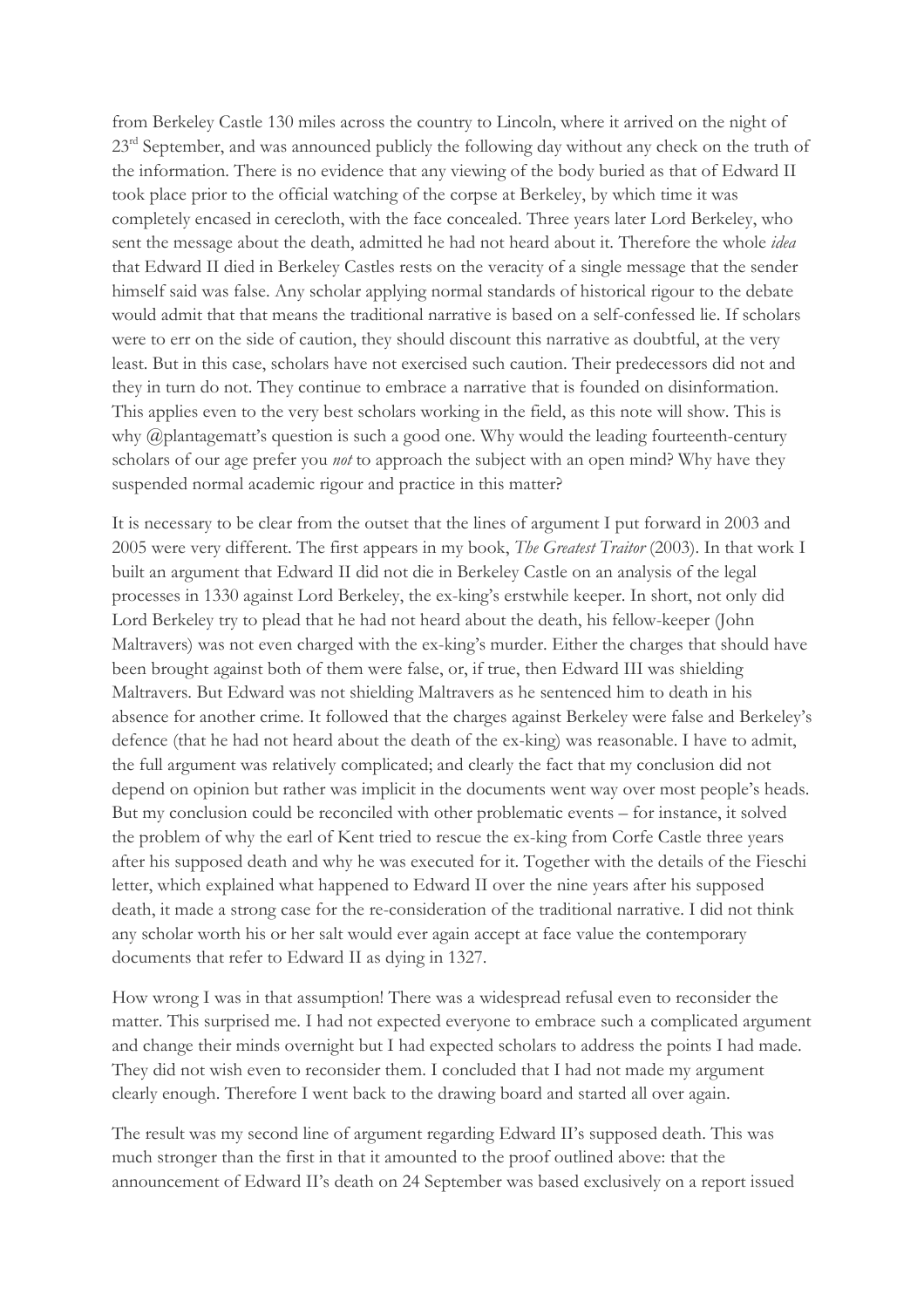from Berkeley Castle 130 miles across the country to Lincoln, where it arrived on the night of 23rd September, and was announced publicly the following day without any check on the truth of the information. There is no evidence that any viewing of the body buried as that of Edward II took place prior to the official watching of the corpse at Berkeley, by which time it was completely encased in cerecloth, with the face concealed. Three years later Lord Berkeley, who sent the message about the death, admitted he had not heard about it. Therefore the whole *idea* that Edward II died in Berkeley Castles rests on the veracity of a single message that the sender himself said was false. Any scholar applying normal standards of historical rigour to the debate would admit that that means the traditional narrative is based on a self-confessed lie. If scholars were to err on the side of caution, they should discount this narrative as doubtful, at the very least. But in this case, scholars have not exercised such caution. Their predecessors did not and they in turn do not. They continue to embrace a narrative that is founded on disinformation. This applies even to the very best scholars working in the field, as this note will show. This is why @plantagematt's question is such a good one. Why would the leading fourteenth-century scholars of our age prefer you *not* to approach the subject with an open mind? Why have they suspended normal academic rigour and practice in this matter?

It is necessary to be clear from the outset that the lines of argument I put forward in 2003 and 2005 were very different. The first appears in my book, *The Greatest Traitor* (2003). In that work I built an argument that Edward II did not die in Berkeley Castle on an analysis of the legal processes in 1330 against Lord Berkeley, the ex-king's erstwhile keeper. In short, not only did Lord Berkeley try to plead that he had not heard about the death, his fellow-keeper (John Maltravers) was not even charged with the ex-king's murder. Either the charges that should have been brought against both of them were false, or, if true, then Edward III was shielding Maltravers. But Edward was not shielding Maltravers as he sentenced him to death in his absence for another crime. It followed that the charges against Berkeley were false and Berkeley's defence (that he had not heard about the death of the ex-king) was reasonable. I have to admit, the full argument was relatively complicated; and clearly the fact that my conclusion did not depend on opinion but rather was implicit in the documents went way over most people's heads. But my conclusion could be reconciled with other problematic events – for instance, it solved the problem of why the earl of Kent tried to rescue the ex-king from Corfe Castle three years after his supposed death and why he was executed for it. Together with the details of the Fieschi letter, which explained what happened to Edward II over the nine years after his supposed death, it made a strong case for the re-consideration of the traditional narrative. I did not think any scholar worth his or her salt would ever again accept at face value the contemporary documents that refer to Edward II as dying in 1327.

How wrong I was in that assumption! There was a widespread refusal even to reconsider the matter. This surprised me. I had not expected everyone to embrace such a complicated argument and change their minds overnight but I had expected scholars to address the points I had made. They did not wish even to reconsider them. I concluded that I had not made my argument clearly enough. Therefore I went back to the drawing board and started all over again.

The result was my second line of argument regarding Edward II's supposed death. This was much stronger than the first in that it amounted to the proof outlined above: that the announcement of Edward II's death on 24 September was based exclusively on a report issued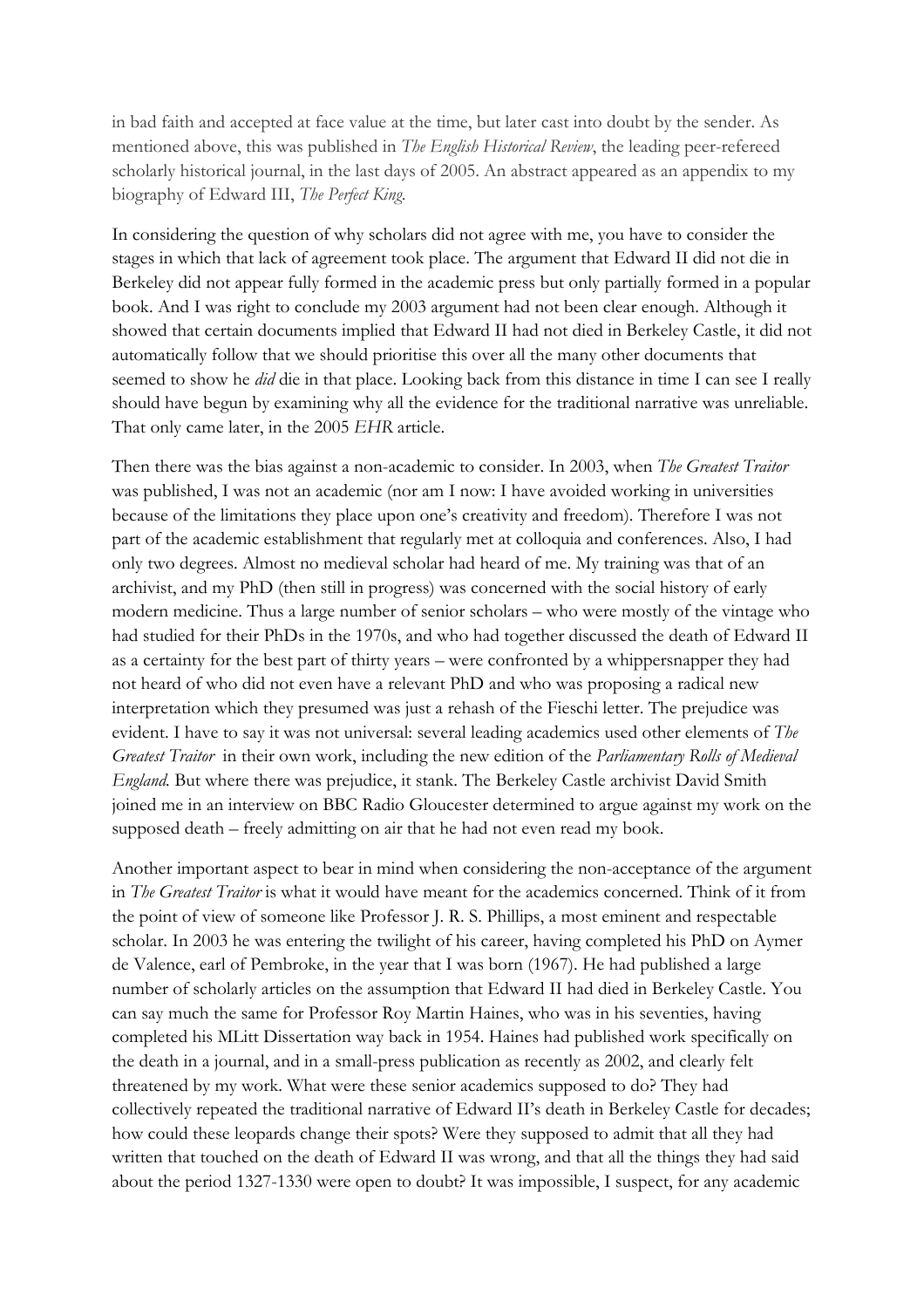in bad faith and accepted at face value at the time, but later cast into doubt by the sender. As mentioned above, this was published in *The English Historical Review*, the leading peer-refereed scholarly historical journal, in the last days of 2005. An abstract appeared as an appendix to my biography of Edward III, *The Perfect King*.

In considering the question of why scholars did not agree with me, you have to consider the stages in which that lack of agreement took place. The argument that Edward II did not die in Berkeley did not appear fully formed in the academic press but only partially formed in a popular book. And I was right to conclude my 2003 argument had not been clear enough. Although it showed that certain documents implied that Edward II had not died in Berkeley Castle, it did not automatically follow that we should prioritise this over all the many other documents that seemed to show he *did* die in that place. Looking back from this distance in time I can see I really should have begun by examining why all the evidence for the traditional narrative was unreliable. That only came later, in the 2005 *EHR* article.

Then there was the bias against a non-academic to consider. In 2003, when *The Greatest Traitor* was published, I was not an academic (nor am I now: I have avoided working in universities because of the limitations they place upon one's creativity and freedom). Therefore I was not part of the academic establishment that regularly met at colloquia and conferences. Also, I had only two degrees. Almost no medieval scholar had heard of me. My training was that of an archivist, and my PhD (then still in progress) was concerned with the social history of early modern medicine. Thus a large number of senior scholars – who were mostly of the vintage who had studied for their PhDs in the 1970s, and who had together discussed the death of Edward II as a certainty for the best part of thirty years – were confronted by a whippersnapper they had not heard of who did not even have a relevant PhD and who was proposing a radical new interpretation which they presumed was just a rehash of the Fieschi letter. The prejudice was evident. I have to say it was not universal: several leading academics used other elements of *The Greatest Traitor* in their own work, including the new edition of the *Parliamentary Rolls of Medieval England*. But where there was prejudice, it stank. The Berkeley Castle archivist David Smith joined me in an interview on BBC Radio Gloucester determined to argue against my work on the supposed death – freely admitting on air that he had not even read my book.

Another important aspect to bear in mind when considering the non-acceptance of the argument in *The Greatest Traitor* is what it would have meant for the academics concerned. Think of it from the point of view of someone like Professor J. R. S. Phillips, a most eminent and respectable scholar. In 2003 he was entering the twilight of his career, having completed his PhD on Aymer de Valence, earl of Pembroke, in the year that I was born (1967). He had published a large number of scholarly articles on the assumption that Edward II had died in Berkeley Castle. You can say much the same for Professor Roy Martin Haines, who was in his seventies, having completed his MLitt Dissertation way back in 1954. Haines had published work specifically on the death in a journal, and in a small-press publication as recently as 2002, and clearly felt threatened by my work. What were these senior academics supposed to do? They had collectively repeated the traditional narrative of Edward II's death in Berkeley Castle for decades; how could these leopards change their spots? Were they supposed to admit that all they had written that touched on the death of Edward II was wrong, and that all the things they had said about the period 1327-1330 were open to doubt? It was impossible, I suspect, for any academic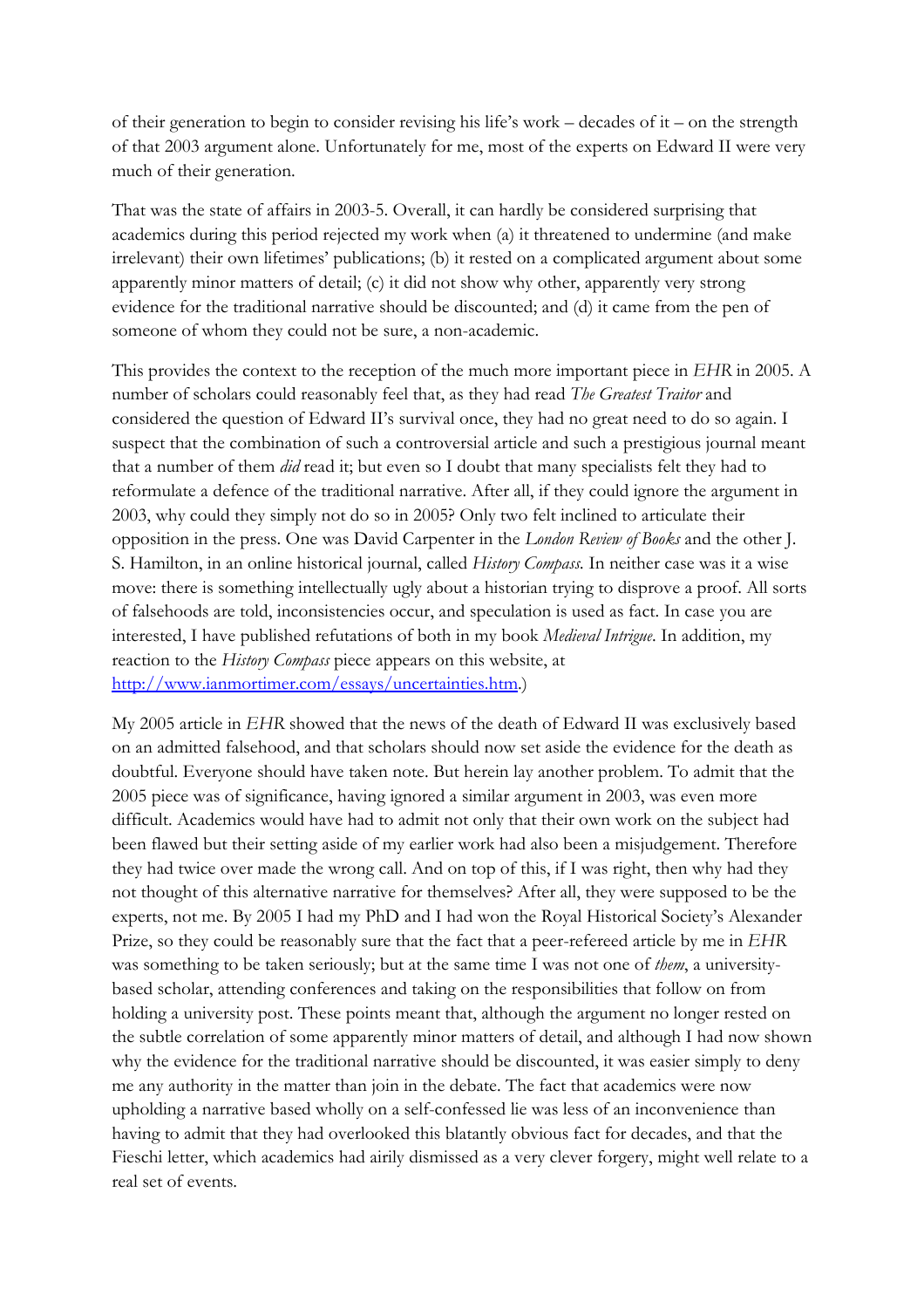of their generation to begin to consider revising his life's work – decades of it – on the strength of that 2003 argument alone. Unfortunately for me, most of the experts on Edward II were very much of their generation.

That was the state of affairs in 2003-5. Overall, it can hardly be considered surprising that academics during this period rejected my work when (a) it threatened to undermine (and make irrelevant) their own lifetimes' publications; (b) it rested on a complicated argument about some apparently minor matters of detail; (c) it did not show why other, apparently very strong evidence for the traditional narrative should be discounted; and (d) it came from the pen of someone of whom they could not be sure, a non-academic.

This provides the context to the reception of the much more important piece in *EHR* in 2005. A number of scholars could reasonably feel that, as they had read *The Greatest Traitor* and considered the question of Edward II's survival once, they had no great need to do so again. I suspect that the combination of such a controversial article and such a prestigious journal meant that a number of them *did* read it; but even so I doubt that many specialists felt they had to reformulate a defence of the traditional narrative. After all, if they could ignore the argument in 2003, why could they simply not do so in 2005? Only two felt inclined to articulate their opposition in the press. One was David Carpenter in the *London Review of Books* and the other J. S. Hamilton, in an online historical journal, called *History Compass*. In neither case was it a wise move: there is something intellectually ugly about a historian trying to disprove a proof. All sorts of falsehoods are told, inconsistencies occur, and speculation is used as fact. In case you are interested, I have published refutations of both in my book *Medieval Intrigue*. In addition, my reaction to the *History Compass* piece appears on this website, at [http://www.ianmortimer.com/essays/uncertainties.htm](http://www.ianmortimer.com/essays/uncertainties.htm).)

My 2005 article in *EHR* showed that the news of the death of Edward II was exclusively based on an admitted falsehood, and that scholars should now set aside the evidence for the death as doubtful. Everyone should have taken note. But herein lay another problem. To admit that the 2005 piece was of significance, having ignored a similar argument in 2003, was even more difficult. Academics would have had to admit not only that their own work on the subject had been flawed but their setting aside of my earlier work had also been a misjudgement. Therefore they had twice over made the wrong call. And on top of this, if I was right, then why had they not thought of this alternative narrative for themselves? After all, they were supposed to be the experts, not me. By 2005 I had my PhD and I had won the Royal Historical Society's Alexander Prize, so they could be reasonably sure that the fact that a peer-refereed article by me in *EHR* was something to be taken seriously; but at the same time I was not one of *them*, a university-based scholar, attending conferences and taking on the responsibilities that follow on from holding a university post. These points meant that, although the argument no longer rested on the subtle correlation of some apparently minor matters of detail, and although I had now shown why the evidence for the traditional narrative should be discounted, it was easier simply to deny me any authority in the matter than join in the debate. The fact that academics were now upholding a narrative based wholly on a self-confessed lie was less of an inconvenience than having to admit that they had overlooked this blatantly obvious fact for decades, and that the Fieschi letter, which academics had airily dismissed as a very clever forgery, might well relate to a real set of events.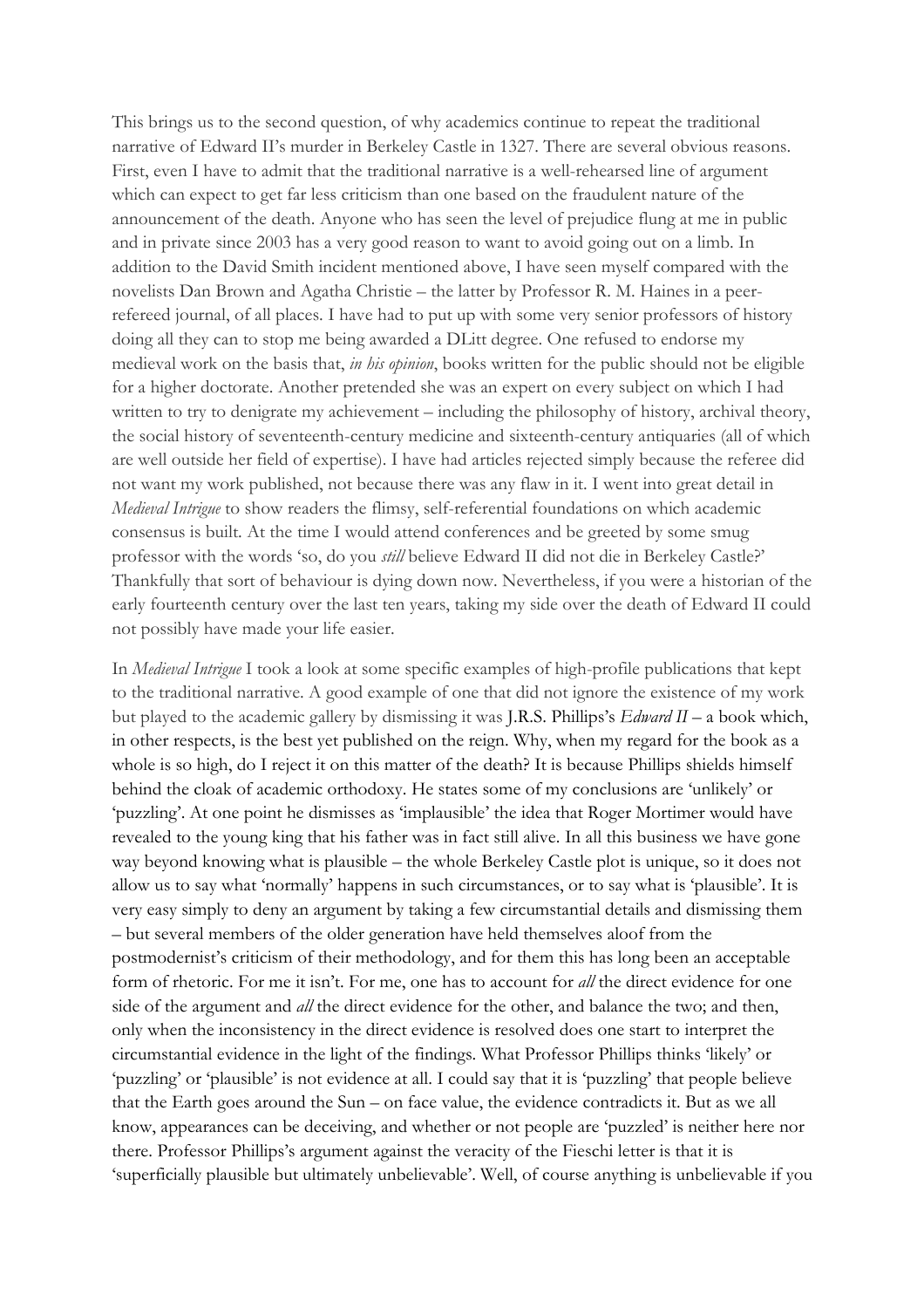This brings us to the second question, of why academics continue to repeat the traditional narrative of Edward II's murder in Berkeley Castle in 1327. There are several obvious reasons. First, even I have to admit that the traditional narrative is a well-rehearsed line of argument which can expect to get far less criticism than one based on the fraudulent nature of the announcement of the death. Anyone who has seen the level of prejudice flung at me in public and in private since 2003 has a very good reason to want to avoid going out on a limb. In addition to the David Smith incident mentioned above, I have seen myself compared with the novelists Dan Brown and Agatha Christie – the latter by Professor R. M. Haines in a peer-refereed journal, of all places. I have had to put up with some very senior professors of history doing all they can to stop me being awarded a DLitt degree. One refused to endorse my medieval work on the basis that, *in his opinion*, books written for the public should not be eligible for a higher doctorate. Another pretended she was an expert on every subject on which I had written to try to denigrate my achievement – including the philosophy of history, archival theory, the social history of seventeenth-century medicine and sixteenth-century antiquaries (all of which are well outside her field of expertise). I have had articles rejected simply because the referee did not want my work published, not because there was any flaw in it. I went into great detail in *Medieval Intrigue* to show readers the flimsy, self-referential foundations on which academic consensus is built. At the time I would attend conferences and be greeted by some smug professor with the words 'so, do you *still* believe Edward II did not die in Berkeley Castle?' Thankfully that sort of behaviour is dying down now. Nevertheless, if you were a historian of the early fourteenth century over the last ten years, taking my side over the death of Edward II could not possibly have made your life easier.

In *Medieval Intrigue* I took a look at some specific examples of high-profile publications that kept to the traditional narrative. A good example of one that did not ignore the existence of my work but played to the academic gallery by dismissing it was J.R.S. Phillips's *Edward II* – a book which, in other respects, is the best yet published on the reign. Why, when my regard for the book as a whole is so high, do I reject it on this matter of the death? It is because Phillips shields himself behind the cloak of academic orthodoxy. He states some of my conclusions are 'unlikely' or 'puzzling'. At one point he dismisses as 'implausible' the idea that Roger Mortimer would have revealed to the young king that his father was in fact still alive. In all this business we have gone way beyond knowing what is plausible – the whole Berkeley Castle plot is unique, so it does not allow us to say what 'normally' happens in such circumstances, or to say what is 'plausible'. It is very easy simply to deny an argument by taking a few circumstantial details and dismissing them – but several members of the older generation have held themselves aloof from the postmodernist's criticism of their methodology, and for them this has long been an acceptable form of rhetoric. For me it isn't. For me, one has to account for *all* the direct evidence for one side of the argument and *all* the direct evidence for the other, and balance the two; and then, only when the inconsistency in the direct evidence is resolved does one start to interpret the circumstantial evidence in the light of the findings. What Professor Phillips thinks 'likely' or 'puzzling' or 'plausible' is not evidence at all. I could say that it is 'puzzling' that people believe that the Earth goes around the Sun – on face value, the evidence contradicts it. But as we all know, appearances can be deceiving, and whether or not people are 'puzzled' is neither here nor there. Professor Phillips's argument against the veracity of the Fieschi letter is that it is 'superficially plausible but ultimately unbelievable'. Well, of course anything is unbelievable if you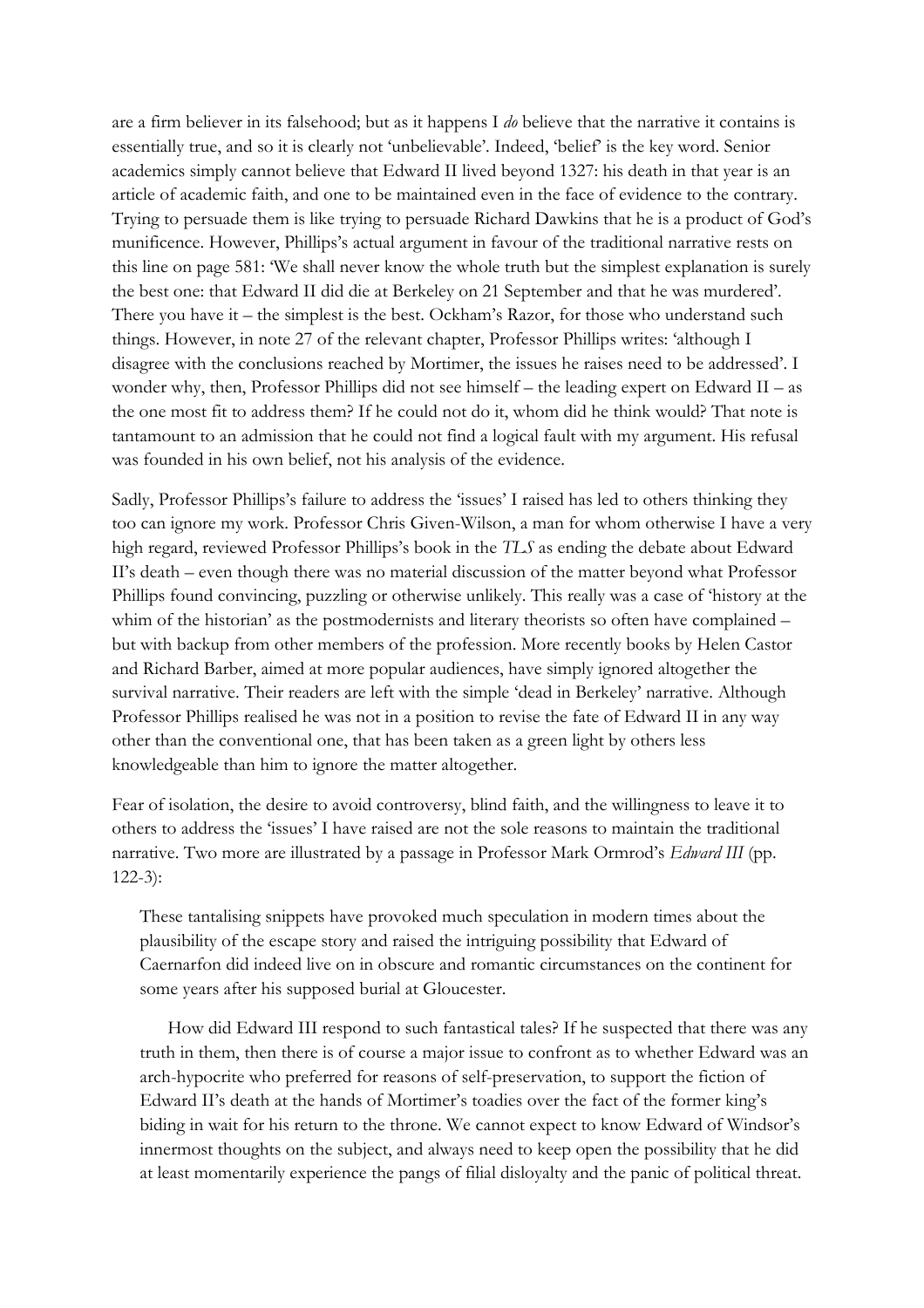are a firm believer in its falsehood; but as it happens I *do* believe that the narrative it contains is essentially true, and so it is clearly not 'unbelievable'. Indeed, 'belief' is the key word. Senior academics simply cannot believe that Edward II lived beyond 1327: his death in that year is an article of academic faith, and one to be maintained even in the face of evidence to the contrary. Trying to persuade them is like trying to persuade Richard Dawkins that he is a product of God's munificence. However, Phillips's actual argument in favour of the traditional narrative rests on this line on page 581: 'We shall never know the whole truth but the simplest explanation is surely the best one: that Edward II did die at Berkeley on 21 September and that he was murdered'. There you have it – the simplest is the best. Ockham's Razor, for those who understand such things. However, in note 27 of the relevant chapter, Professor Phillips writes: 'although I disagree with the conclusions reached by Mortimer, the issues he raises need to be addressed'. I wonder why, then, Professor Phillips did not see himself – the leading expert on Edward II – as the one most fit to address them? If he could not do it, whom did he think would? That note is tantamount to an admission that he could not find a logical fault with my argument. His refusal was founded in his own belief, not his analysis of the evidence.

Sadly, Professor Phillips's failure to address the 'issues' I raised has led to others thinking they too can ignore my work. Professor Chris Given-Wilson, a man for whom otherwise I have a very high regard, reviewed Professor Phillips's book in the *TLS* as ending the debate about Edward II's death – even though there was no material discussion of the matter beyond what Professor Phillips found convincing, puzzling or otherwise unlikely. This really was a case of 'history at the whim of the historian' as the postmodernists and literary theorists so often have complained – but with backup from other members of the profession. More recently books by Helen Castor and Richard Barber, aimed at more popular audiences, have simply ignored altogether the survival narrative. Their readers are left with the simple 'dead in Berkeley' narrative. Although Professor Phillips realised he was not in a position to revise the fate of Edward II in any way other than the conventional one, that has been taken as a green light by others less knowledgeable than him to ignore the matter altogether.

Fear of isolation, the desire to avoid controversy, blind faith, and the willingness to leave it to others to address the 'issues' I have raised are not the sole reasons to maintain the traditional narrative. Two more are illustrated by a passage in Professor Mark Ormrod's *Edward III* (pp. 122-3):

> These tantalising snippets have provoked much speculation in modern times about the plausibility of the escape story and raised the intriguing possibility that Edward of Caernarfon did indeed live on in obscure and romantic circumstances on the continent for some years after his supposed burial at Gloucester.
>
> How did Edward III respond to such fantastical tales? If he suspected that there was any truth in them, then there is of course a major issue to confront as to whether Edward was an arch-hypocrite who preferred for reasons of self-preservation, to support the fiction of Edward II's death at the hands of Mortimer's toadies over the fact of the former king's biding in wait for his return to the throne. We cannot expect to know Edward of Windsor's innermost thoughts on the subject, and always need to keep open the possibility that he did at least momentarily experience the pangs of filial disloyalty and the panic of political threat.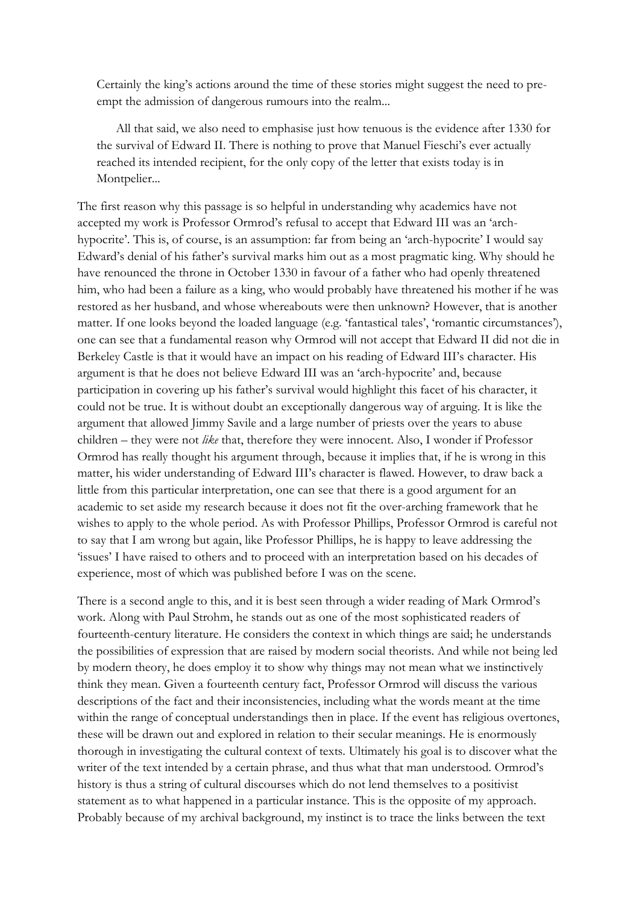> Certainly the king's actions around the time of these stories might suggest the need to pre-empt the admission of dangerous rumours into the realm...
>
> All that said, we also need to emphasise just how tenuous is the evidence after 1330 for the survival of Edward II. There is nothing to prove that Manuel Fieschi's ever actually reached its intended recipient, for the only copy of the letter that exists today is in Montpelier...

The first reason why this passage is so helpful in understanding why academics have not accepted my work is Professor Ormrod's refusal to accept that Edward III was an 'arch-hypocrite'. This is, of course, is an assumption: far from being an 'arch-hypocrite' I would say Edward's denial of his father's survival marks him out as a most pragmatic king. Why should he have renounced the throne in October 1330 in favour of a father who had openly threatened him, who had been a failure as a king, who would probably have threatened his mother if he was restored as her husband, and whose whereabouts were then unknown? However, that is another matter. If one looks beyond the loaded language (e.g. 'fantastical tales', 'romantic circumstances'), one can see that a fundamental reason why Ormrod will not accept that Edward II did not die in Berkeley Castle is that it would have an impact on his reading of Edward III's character. His argument is that he does not believe Edward III was an 'arch-hypocrite' and, because participation in covering up his father's survival would highlight this facet of his character, it could not be true. It is without doubt an exceptionally dangerous way of arguing. It is like the argument that allowed Jimmy Savile and a large number of priests over the years to abuse children – they were not *like* that, therefore they were innocent. Also, I wonder if Professor Ormrod has really thought his argument through, because it implies that, if he is wrong in this matter, his wider understanding of Edward III's character is flawed. However, to draw back a little from this particular interpretation, one can see that there is a good argument for an academic to set aside my research because it does not fit the over-arching framework that he wishes to apply to the whole period. As with Professor Phillips, Professor Ormrod is careful not to say that I am wrong but again, like Professor Phillips, he is happy to leave addressing the 'issues' I have raised to others and to proceed with an interpretation based on his decades of experience, most of which was published before I was on the scene.

There is a second angle to this, and it is best seen through a wider reading of Mark Ormrod's work. Along with Paul Strohm, he stands out as one of the most sophisticated readers of fourteenth-century literature. He considers the context in which things are said; he understands the possibilities of expression that are raised by modern social theorists. And while not being led by modern theory, he does employ it to show why things may not mean what we instinctively think they mean. Given a fourteenth century fact, Professor Ormrod will discuss the various descriptions of the fact and their inconsistencies, including what the words meant at the time within the range of conceptual understandings then in place. If the event has religious overtones, these will be drawn out and explored in relation to their secular meanings. He is enormously thorough in investigating the cultural context of texts. Ultimately his goal is to discover what the writer of the text intended by a certain phrase, and thus what that man understood. Ormrod's history is thus a string of cultural discourses which do not lend themselves to a positivist statement as to what happened in a particular instance. This is the opposite of my approach. Probably because of my archival background, my instinct is to trace the links between the text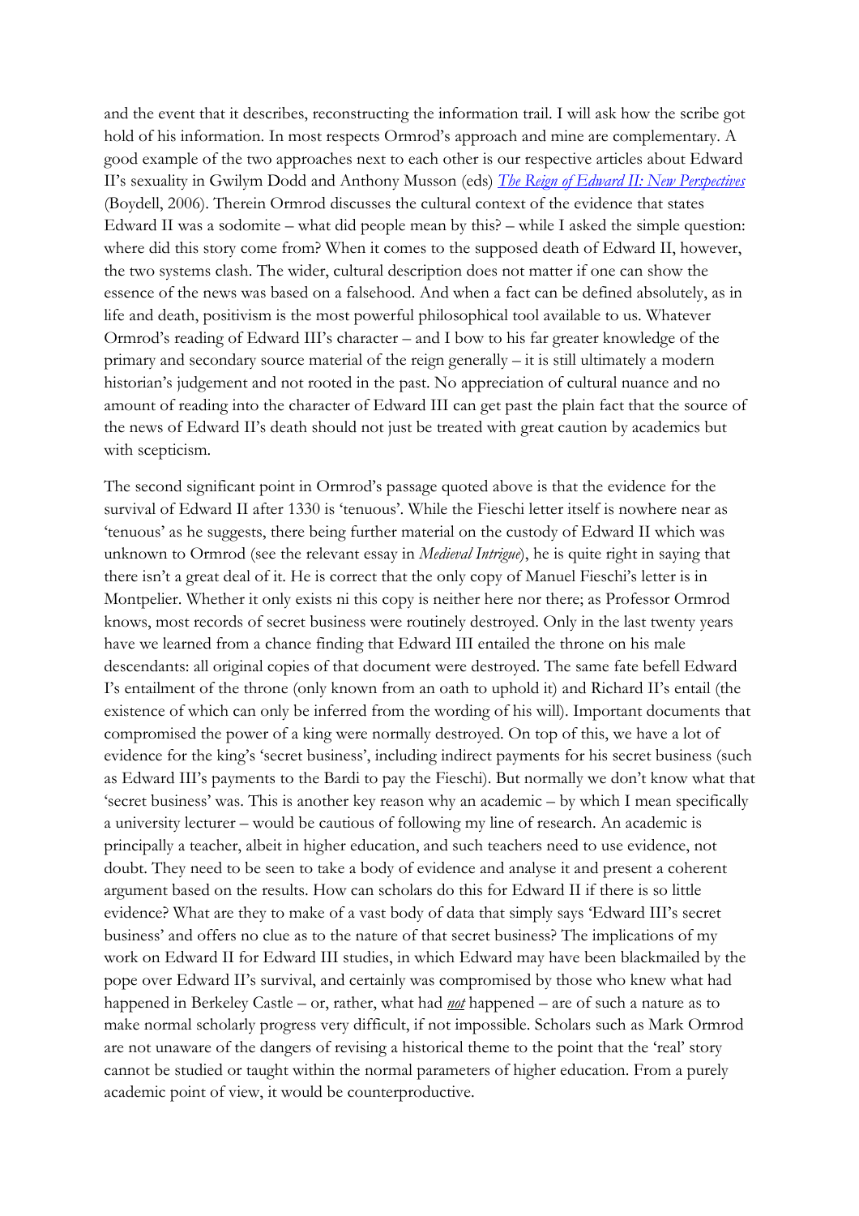and the event that it describes, reconstructing the information trail. I will ask how the scribe got hold of his information. In most respects Ormrod's approach and mine are complementary. A good example of the two approaches next to each other is our respective articles about Edward II's sexuality in Gwilym Dodd and Anthony Musson (eds) *The Reign of Edward II: New Perspectives* (Boydell, 2006). Therein Ormrod discusses the cultural context of the evidence that states Edward II was a sodomite – what did people mean by this? – while I asked the simple question: where did this story come from? When it comes to the supposed death of Edward II, however, the two systems clash. The wider, cultural description does not matter if one can show the essence of the news was based on a falsehood. And when a fact can be defined absolutely, as in life and death, positivism is the most powerful philosophical tool available to us. Whatever Ormrod's reading of Edward III's character – and I bow to his far greater knowledge of the primary and secondary source material of the reign generally – it is still ultimately a modern historian's judgement and not rooted in the past. No appreciation of cultural nuance and no amount of reading into the character of Edward III can get past the plain fact that the source of the news of Edward II's death should not just be treated with great caution by academics but with scepticism.

The second significant point in Ormrod's passage quoted above is that the evidence for the survival of Edward II after 1330 is 'tenuous'. While the Fieschi letter itself is nowhere near as 'tenuous' as he suggests, there being further material on the custody of Edward II which was unknown to Ormrod (see the relevant essay in *Medieval Intrigue*), he is quite right in saying that there isn't a great deal of it. He is correct that the only copy of Manuel Fieschi's letter is in Montpelier. Whether it only exists ni this copy is neither here nor there; as Professor Ormrod knows, most records of secret business were routinely destroyed. Only in the last twenty years have we learned from a chance finding that Edward III entailed the throne on his male descendants: all original copies of that document were destroyed. The same fate befell Edward I's entailment of the throne (only known from an oath to uphold it) and Richard II's entail (the existence of which can only be inferred from the wording of his will). Important documents that compromised the power of a king were normally destroyed. On top of this, we have a lot of evidence for the king's 'secret business', including indirect payments for his secret business (such as Edward III's payments to the Bardi to pay the Fieschi). But normally we don't know what that 'secret business' was. This is another key reason why an academic – by which I mean specifically a university lecturer – would be cautious of following my line of research. An academic is principally a teacher, albeit in higher education, and such teachers need to use evidence, not doubt. They need to be seen to take a body of evidence and analyse it and present a coherent argument based on the results. How can scholars do this for Edward II if there is so little evidence? What are they to make of a vast body of data that simply says 'Edward III's secret business' and offers no clue as to the nature of that secret business? The implications of my work on Edward II for Edward III studies, in which Edward may have been blackmailed by the pope over Edward II's survival, and certainly was compromised by those who knew what had happened in Berkeley Castle – or, rather, what had ***not*** happened – are of such a nature as to make normal scholarly progress very difficult, if not impossible. Scholars such as Mark Ormrod are not unaware of the dangers of revising a historical theme to the point that the 'real' story cannot be studied or taught within the normal parameters of higher education. From a purely academic point of view, it would be counterproductive.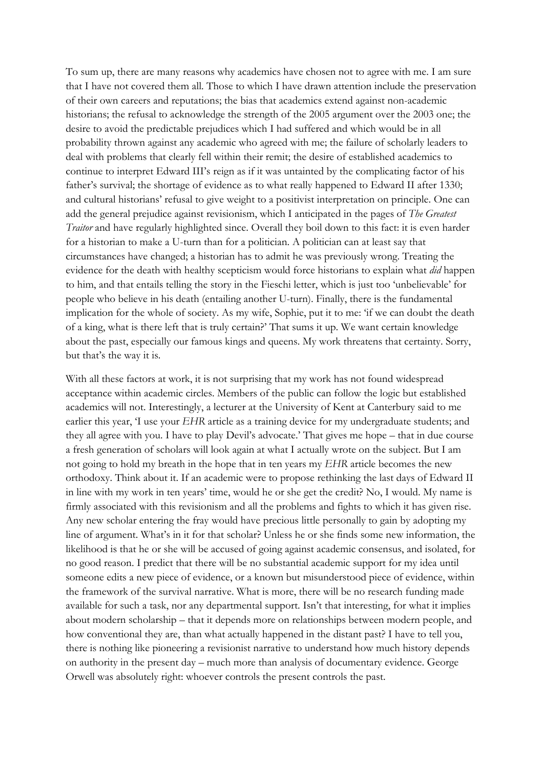To sum up, there are many reasons why academics have chosen not to agree with me. I am sure that I have not covered them all. Those to which I have drawn attention include the preservation of their own careers and reputations; the bias that academics extend against non-academic historians; the refusal to acknowledge the strength of the 2005 argument over the 2003 one; the desire to avoid the predictable prejudices which I had suffered and which would be in all probability thrown against any academic who agreed with me; the failure of scholarly leaders to deal with problems that clearly fell within their remit; the desire of established academics to continue to interpret Edward III's reign as if it was untainted by the complicating factor of his father's survival; the shortage of evidence as to what really happened to Edward II after 1330; and cultural historians' refusal to give weight to a positivist interpretation on principle. One can add the general prejudice against revisionism, which I anticipated in the pages of *The Greatest Traitor* and have regularly highlighted since. Overall they boil down to this fact: it is even harder for a historian to make a U-turn than for a politician. A politician can at least say that circumstances have changed; a historian has to admit he was previously wrong. Treating the evidence for the death with healthy scepticism would force historians to explain what *did* happen to him, and that entails telling the story in the Fieschi letter, which is just too 'unbelievable' for people who believe in his death (entailing another U-turn). Finally, there is the fundamental implication for the whole of society. As my wife, Sophie, put it to me: 'if we can doubt the death of a king, what is there left that is truly certain?' That sums it up. We want certain knowledge about the past, especially our famous kings and queens. My work threatens that certainty. Sorry, but that's the way it is.

With all these factors at work, it is not surprising that my work has not found widespread acceptance within academic circles. Members of the public can follow the logic but established academics will not. Interestingly, a lecturer at the University of Kent at Canterbury said to me earlier this year, 'I use your *EHR* article as a training device for my undergraduate students; and they all agree with you. I have to play Devil's advocate.' That gives me hope – that in due course a fresh generation of scholars will look again at what I actually wrote on the subject. But I am not going to hold my breath in the hope that in ten years my *EHR* article becomes the new orthodoxy. Think about it. If an academic were to propose rethinking the last days of Edward II in line with my work in ten years' time, would he or she get the credit? No, I would. My name is firmly associated with this revisionism and all the problems and fights to which it has given rise. Any new scholar entering the fray would have precious little personally to gain by adopting my line of argument. What's in it for that scholar? Unless he or she finds some new information, the likelihood is that he or she will be accused of going against academic consensus, and isolated, for no good reason. I predict that there will be no substantial academic support for my idea until someone edits a new piece of evidence, or a known but misunderstood piece of evidence, within the framework of the survival narrative. What is more, there will be no research funding made available for such a task, nor any departmental support. Isn't that interesting, for what it implies about modern scholarship – that it depends more on relationships between modern people, and how conventional they are, than what actually happened in the distant past? I have to tell you, there is nothing like pioneering a revisionist narrative to understand how much history depends on authority in the present day – much more than analysis of documentary evidence. George Orwell was absolutely right: whoever controls the present controls the past.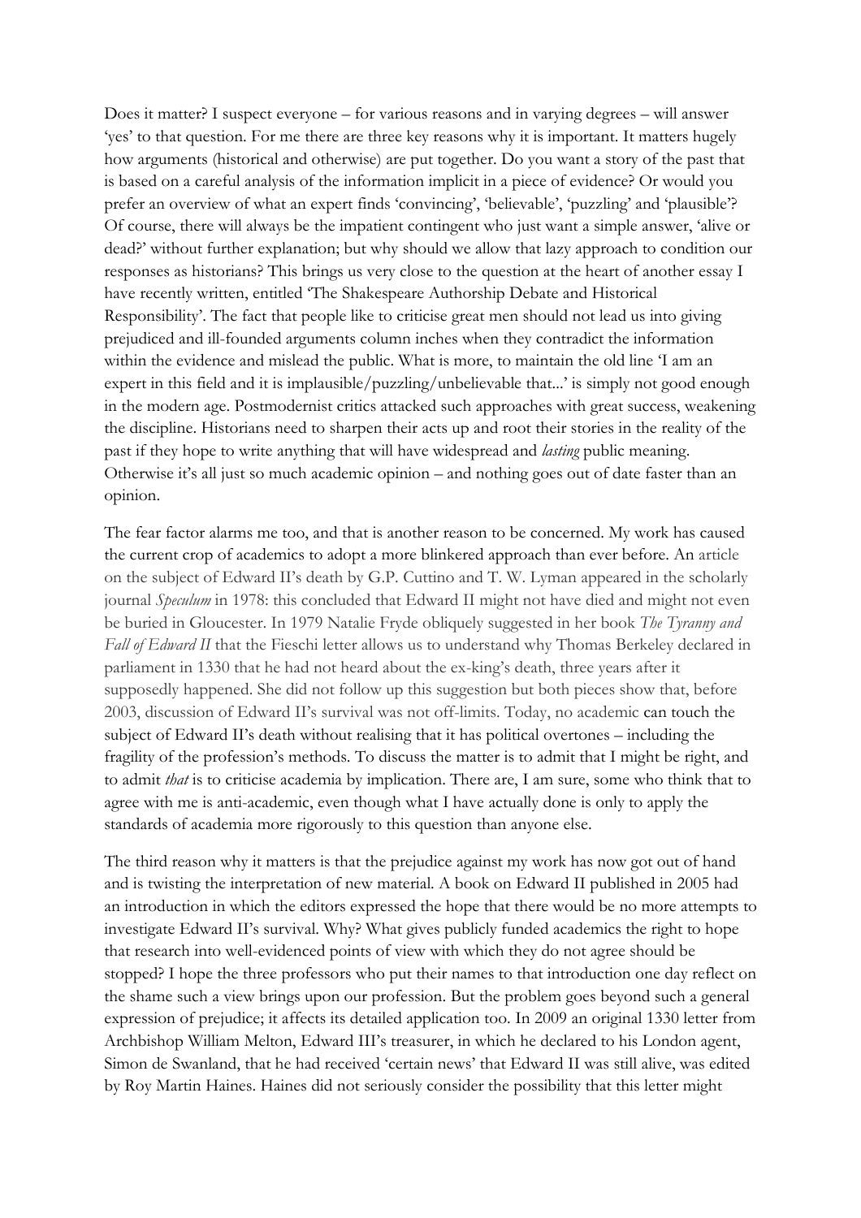Does it matter? I suspect everyone – for various reasons and in varying degrees – will answer 'yes' to that question. For me there are three key reasons why it is important. It matters hugely how arguments (historical and otherwise) are put together. Do you want a story of the past that is based on a careful analysis of the information implicit in a piece of evidence? Or would you prefer an overview of what an expert finds 'convincing', 'believable', 'puzzling' and 'plausible'? Of course, there will always be the impatient contingent who just want a simple answer, 'alive or dead?' without further explanation; but why should we allow that lazy approach to condition our responses as historians? This brings us very close to the question at the heart of another essay I have recently written, entitled 'The Shakespeare Authorship Debate and Historical Responsibility'. The fact that people like to criticise great men should not lead us into giving prejudiced and ill-founded arguments column inches when they contradict the information within the evidence and mislead the public. What is more, to maintain the old line 'I am an expert in this field and it is implausible/puzzling/unbelievable that...' is simply not good enough in the modern age. Postmodernist critics attacked such approaches with great success, weakening the discipline. Historians need to sharpen their acts up and root their stories in the reality of the past if they hope to write anything that will have widespread and *lasting* public meaning. Otherwise it's all just so much academic opinion – and nothing goes out of date faster than an opinion.

The fear factor alarms me too, and that is another reason to be concerned. My work has caused the current crop of academics to adopt a more blinkered approach than ever before. An article on the subject of Edward II's death by G.P. Cuttino and T. W. Lyman appeared in the scholarly journal *Speculum* in 1978: this concluded that Edward II might not have died and might not even be buried in Gloucester. In 1979 Natalie Fryde obliquely suggested in her book *The Tyranny and Fall of Edward II* that the Fieschi letter allows us to understand why Thomas Berkeley declared in parliament in 1330 that he had not heard about the ex-king's death, three years after it supposedly happened. She did not follow up this suggestion but both pieces show that, before 2003, discussion of Edward II's survival was not off-limits. Today, no academic can touch the subject of Edward II's death without realising that it has political overtones – including the fragility of the profession's methods. To discuss the matter is to admit that I might be right, and to admit *that* is to criticise academia by implication. There are, I am sure, some who think that to agree with me is anti-academic, even though what I have actually done is only to apply the standards of academia more rigorously to this question than anyone else.

The third reason why it matters is that the prejudice against my work has now got out of hand and is twisting the interpretation of new material. A book on Edward II published in 2005 had an introduction in which the editors expressed the hope that there would be no more attempts to investigate Edward II's survival. Why? What gives publicly funded academics the right to hope that research into well-evidenced points of view with which they do not agree should be stopped? I hope the three professors who put their names to that introduction one day reflect on the shame such a view brings upon our profession. But the problem goes beyond such a general expression of prejudice; it affects its detailed application too. In 2009 an original 1330 letter from Archbishop William Melton, Edward III's treasurer, in which he declared to his London agent, Simon de Swanland, that he had received 'certain news' that Edward II was still alive, was edited by Roy Martin Haines. Haines did not seriously consider the possibility that this letter might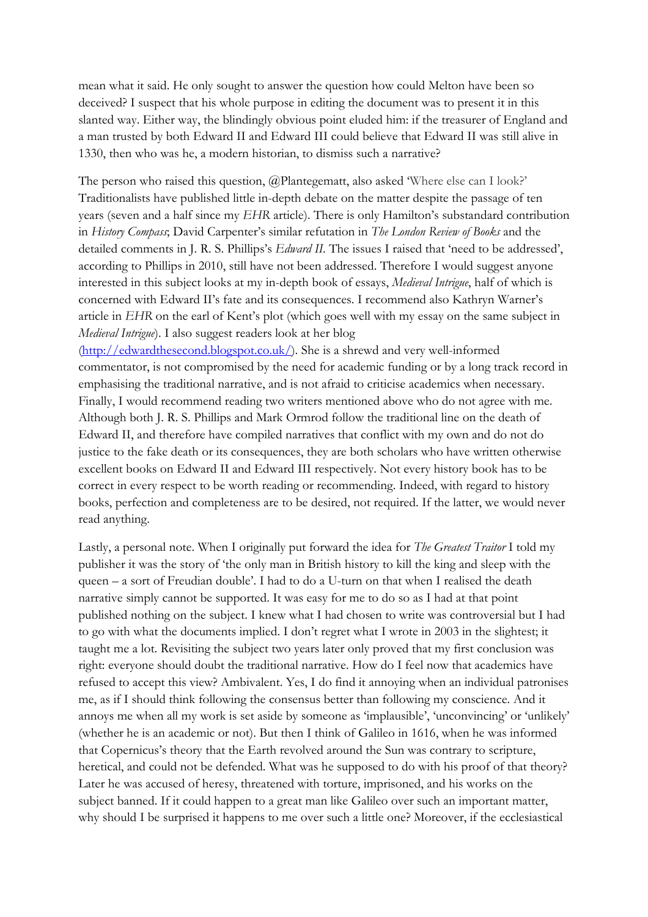mean what it said. He only sought to answer the question how could Melton have been so deceived? I suspect that his whole purpose in editing the document was to present it in this slanted way. Either way, the blindingly obvious point eluded him: if the treasurer of England and a man trusted by both Edward II and Edward III could believe that Edward II was still alive in 1330, then who was he, a modern historian, to dismiss such a narrative?

The person who raised this question, @Plantegematt, also asked 'Where else can I look?' Traditionalists have published little in-depth debate on the matter despite the passage of ten years (seven and a half since my *EHR* article). There is only Hamilton's substandard contribution in *History Compass*; David Carpenter's similar refutation in *The London Review of Books* and the detailed comments in J. R. S. Phillips's *Edward II*. The issues I raised that 'need to be addressed', according to Phillips in 2010, still have not been addressed. Therefore I would suggest anyone interested in this subject looks at my in-depth book of essays, *Medieval Intrigue*, half of which is concerned with Edward II's fate and its consequences. I recommend also Kathryn Warner's article in *EHR* on the earl of Kent's plot (which goes well with my essay on the same subject in *Medieval Intrigue*). I also suggest readers look at her blog ([http://edwardthesecond.blogspot.co.uk/](http://edwardthesecond.blogspot.co.uk/)). She is a shrewd and very well-informed commentator, is not compromised by the need for academic funding or by a long track record in emphasising the traditional narrative, and is not afraid to criticise academics when necessary. Finally, I would recommend reading two writers mentioned above who do not agree with me. Although both J. R. S. Phillips and Mark Ormrod follow the traditional line on the death of Edward II, and therefore have compiled narratives that conflict with my own and do not do justice to the fake death or its consequences, they are both scholars who have written otherwise excellent books on Edward II and Edward III respectively. Not every history book has to be correct in every respect to be worth reading or recommending. Indeed, with regard to history books, perfection and completeness are to be desired, not required. If the latter, we would never read anything.

Lastly, a personal note. When I originally put forward the idea for *The Greatest Traitor* I told my publisher it was the story of 'the only man in British history to kill the king and sleep with the queen – a sort of Freudian double'. I had to do a U-turn on that when I realised the death narrative simply cannot be supported. It was easy for me to do so as I had at that point published nothing on the subject. I knew what I had chosen to write was controversial but I had to go with what the documents implied. I don't regret what I wrote in 2003 in the slightest; it taught me a lot. Revisiting the subject two years later only proved that my first conclusion was right: everyone should doubt the traditional narrative. How do I feel now that academics have refused to accept this view? Ambivalent. Yes, I do find it annoying when an individual patronises me, as if I should think following the consensus better than following my conscience. And it annoys me when all my work is set aside by someone as 'implausible', 'unconvincing' or 'unlikely' (whether he is an academic or not). But then I think of Galileo in 1616, when he was informed that Copernicus's theory that the Earth revolved around the Sun was contrary to scripture, heretical, and could not be defended. What was he supposed to do with his proof of that theory? Later he was accused of heresy, threatened with torture, imprisoned, and his works on the subject banned. If it could happen to a great man like Galileo over such an important matter, why should I be surprised it happens to me over such a little one? Moreover, if the ecclesiastical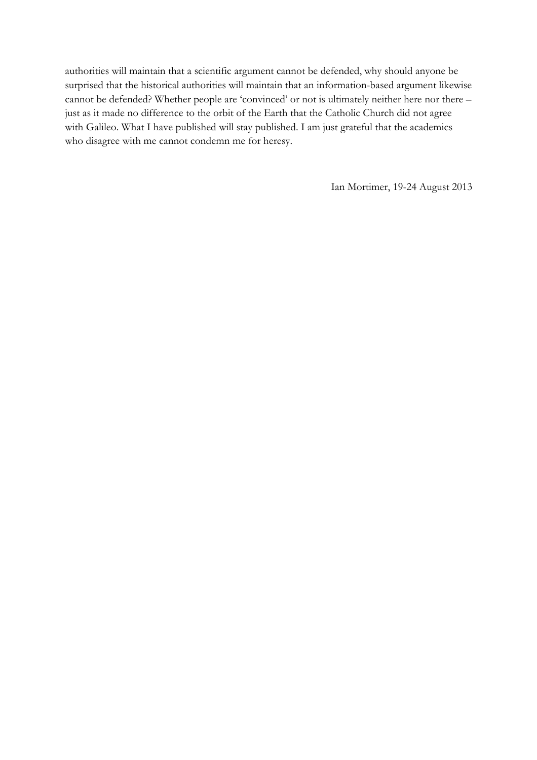authorities will maintain that a scientific argument cannot be defended, why should anyone be surprised that the historical authorities will maintain that an information-based argument likewise cannot be defended? Whether people are 'convinced' or not is ultimately neither here nor there – just as it made no difference to the orbit of the Earth that the Catholic Church did not agree with Galileo. What I have published will stay published. I am just grateful that the academics who disagree with me cannot condemn me for heresy.

Ian Mortimer, 19-24 August 2013